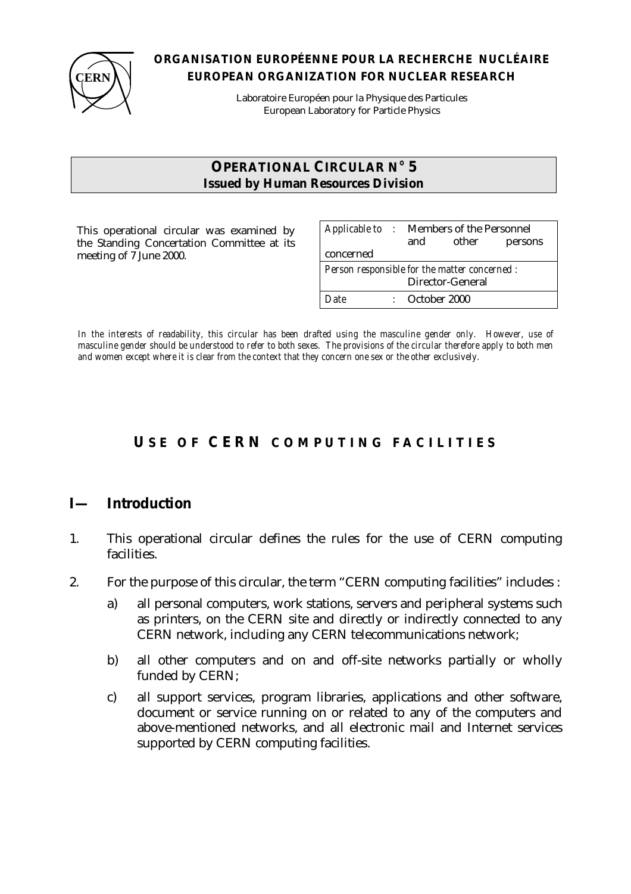**ORGANISATION EUROPÉENNE POUR LA RECHERCHE NUCLÉAIRE**
**EUROPEAN ORGANIZATION FOR NUCLEAR RESEARCH**

Laboratoire Européen pour la Physique des Particules
European Laboratory for Particle Physics

**OPERATIONAL CIRCULAR N° 5**
**Issued by Human Resources Division**

This operational circular was examined by the Standing Concertation Committee at its meeting of 7 June 2000.

| | |
|---|---|
| *Applicable to* : | Members of the Personnel and other persons concerned |
| *Person responsible for the matter concerned* : | Director-General |
| *Date* : | October 2000 |

*In the interests of readability, this circular has been drafted using the masculine gender only. However, use of masculine gender should be understood to refer to both sexes. The provisions of the circular therefore apply to both men and women except where it is clear from the context that they concern one sex or the other exclusively.*

# USE OF CERN COMPUTING FACILITIES

## I— Introduction

1. This operational circular defines the rules for the use of CERN computing facilities.

2. For the purpose of this circular, the term “CERN computing facilities” includes :

   a) all personal computers, work stations, servers and peripheral systems such as printers, on the CERN site and directly or indirectly connected to any CERN network, including any CERN telecommunications network;

   b) all other computers and on and off-site networks partially or wholly funded by CERN;

   c) all support services, program libraries, applications and other software, document or service running on or related to any of the computers and above-mentioned networks, and all electronic mail and Internet services supported by CERN computing facilities.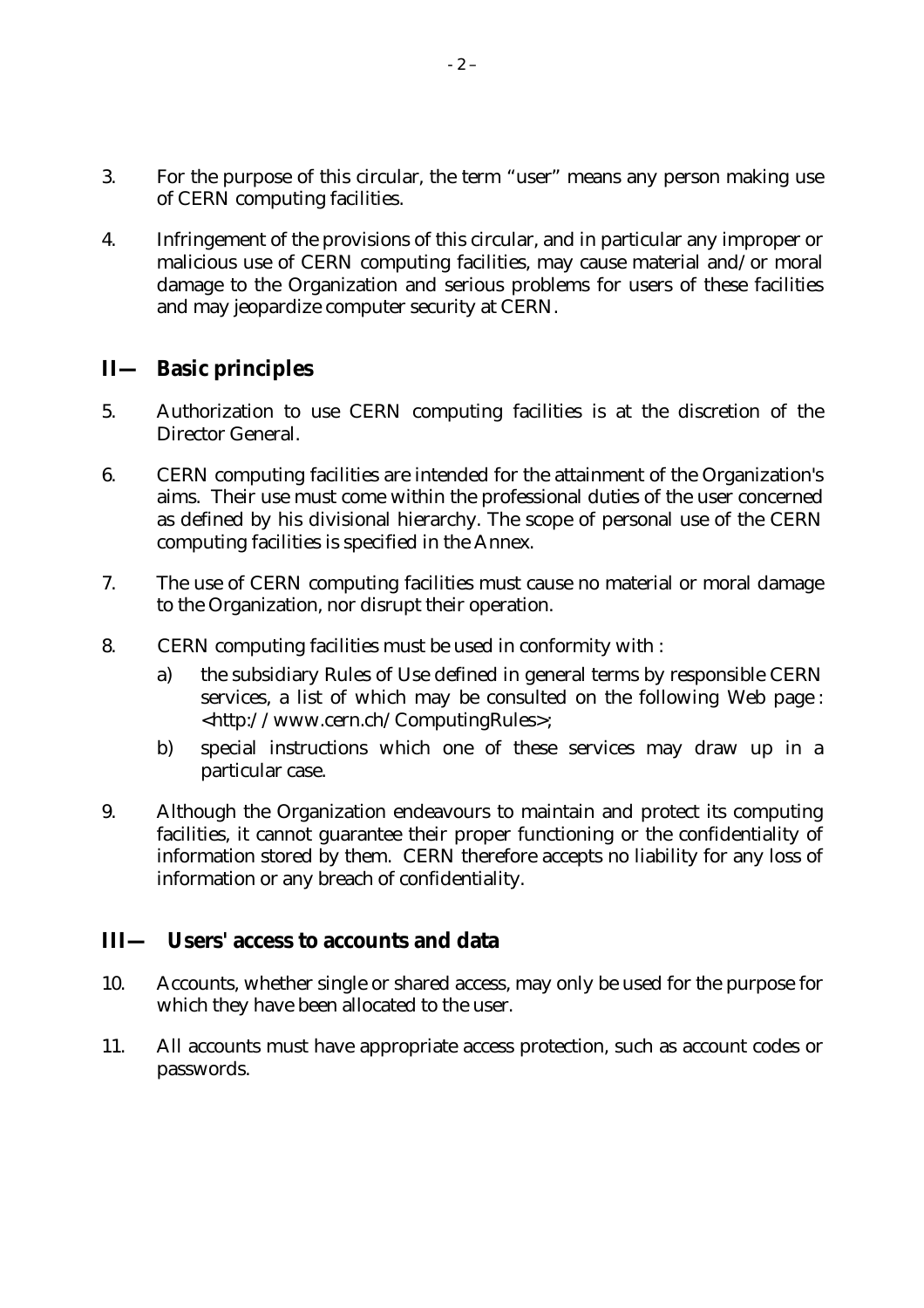3. For the purpose of this circular, the term “user” means any person making use of CERN computing facilities.

4. Infringement of the provisions of this circular, and in particular any improper or malicious use of CERN computing facilities, may cause material and/or moral damage to the Organization and serious problems for users of these facilities and may jeopardize computer security at CERN.

## II— Basic principles

5. Authorization to use CERN computing facilities is at the discretion of the Director General.

6. CERN computing facilities are intended for the attainment of the Organization's aims. Their use must come within the professional duties of the user concerned as defined by his divisional hierarchy. The scope of personal use of the CERN computing facilities is specified in the Annex.

7. The use of CERN computing facilities must cause no material or moral damage to the Organization, nor disrupt their operation.

8. CERN computing facilities must be used in conformity with :

   a) the subsidiary Rules of Use defined in general terms by responsible CERN services, a list of which may be consulted on the following Web page : <http://www.cern.ch/ComputingRules>;

   b) special instructions which one of these services may draw up in a particular case.

9. Although the Organization endeavours to maintain and protect its computing facilities, it cannot guarantee their proper functioning or the confidentiality of information stored by them. CERN therefore accepts no liability for any loss of information or any breach of confidentiality.

## III— Users' access to accounts and data

10. Accounts, whether single or shared access, may only be used for the purpose for which they have been allocated to the user.

11. All accounts must have appropriate access protection, such as account codes or passwords.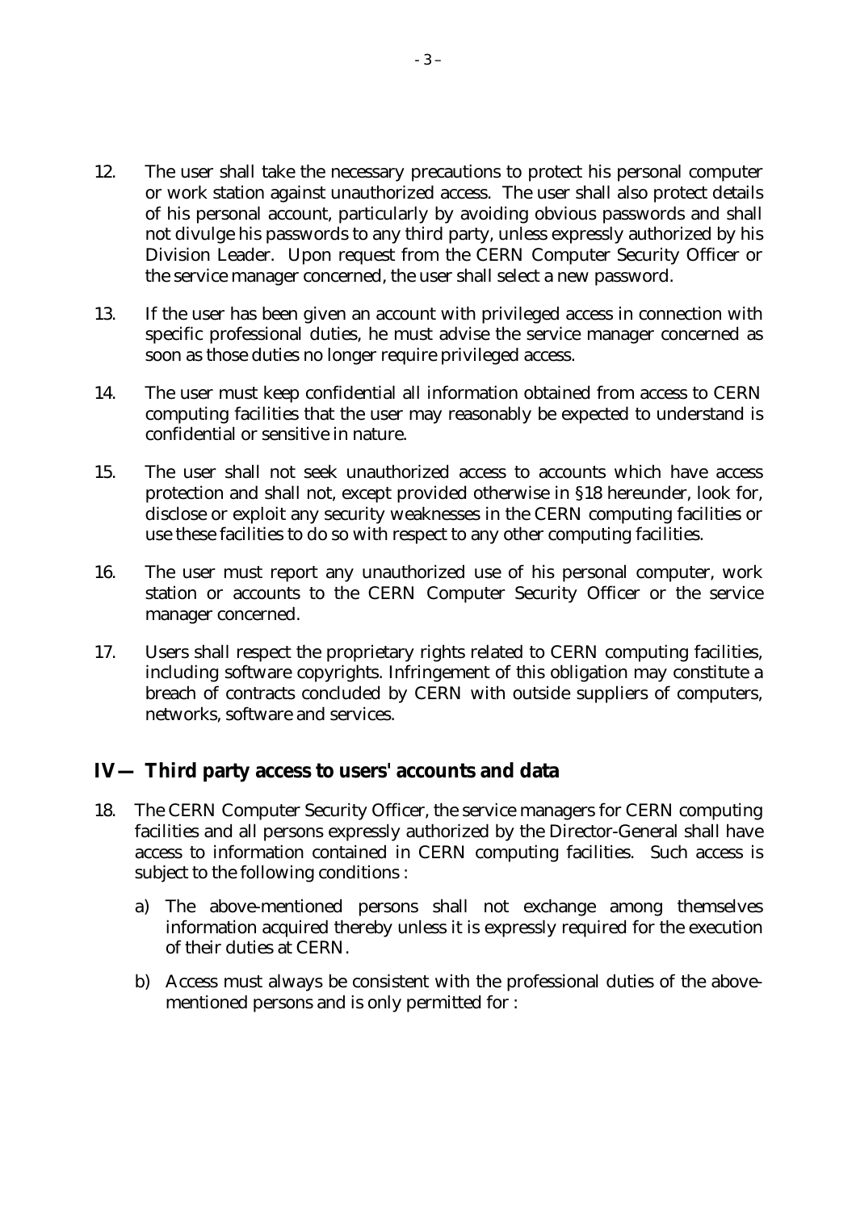12. The user shall take the necessary precautions to protect his personal computer or work station against unauthorized access. The user shall also protect details of his personal account, particularly by avoiding obvious passwords and shall not divulge his passwords to any third party, unless expressly authorized by his Division Leader. Upon request from the CERN Computer Security Officer or the service manager concerned, the user shall select a new password.

13. If the user has been given an account with privileged access in connection with specific professional duties, he must advise the service manager concerned as soon as those duties no longer require privileged access.

14. The user must keep confidential all information obtained from access to CERN computing facilities that the user may reasonably be expected to understand is confidential or sensitive in nature.

15. The user shall not seek unauthorized access to accounts which have access protection and shall not, except provided otherwise in §18 hereunder, look for, disclose or exploit any security weaknesses in the CERN computing facilities or use these facilities to do so with respect to any other computing facilities.

16. The user must report any unauthorized use of his personal computer, work station or accounts to the CERN Computer Security Officer or the service manager concerned.

17. Users shall respect the proprietary rights related to CERN computing facilities, including software copyrights. Infringement of this obligation may constitute a breach of contracts concluded by CERN with outside suppliers of computers, networks, software and services.

## IV — Third party access to users' accounts and data

18. The CERN Computer Security Officer, the service managers for CERN computing facilities and all persons expressly authorized by the Director-General shall have access to information contained in CERN computing facilities. Such access is subject to the following conditions :

    a) The above-mentioned persons shall not exchange among themselves information acquired thereby unless it is expressly required for the execution of their duties at CERN.

    b) Access must always be consistent with the professional duties of the above-mentioned persons and is only permitted for :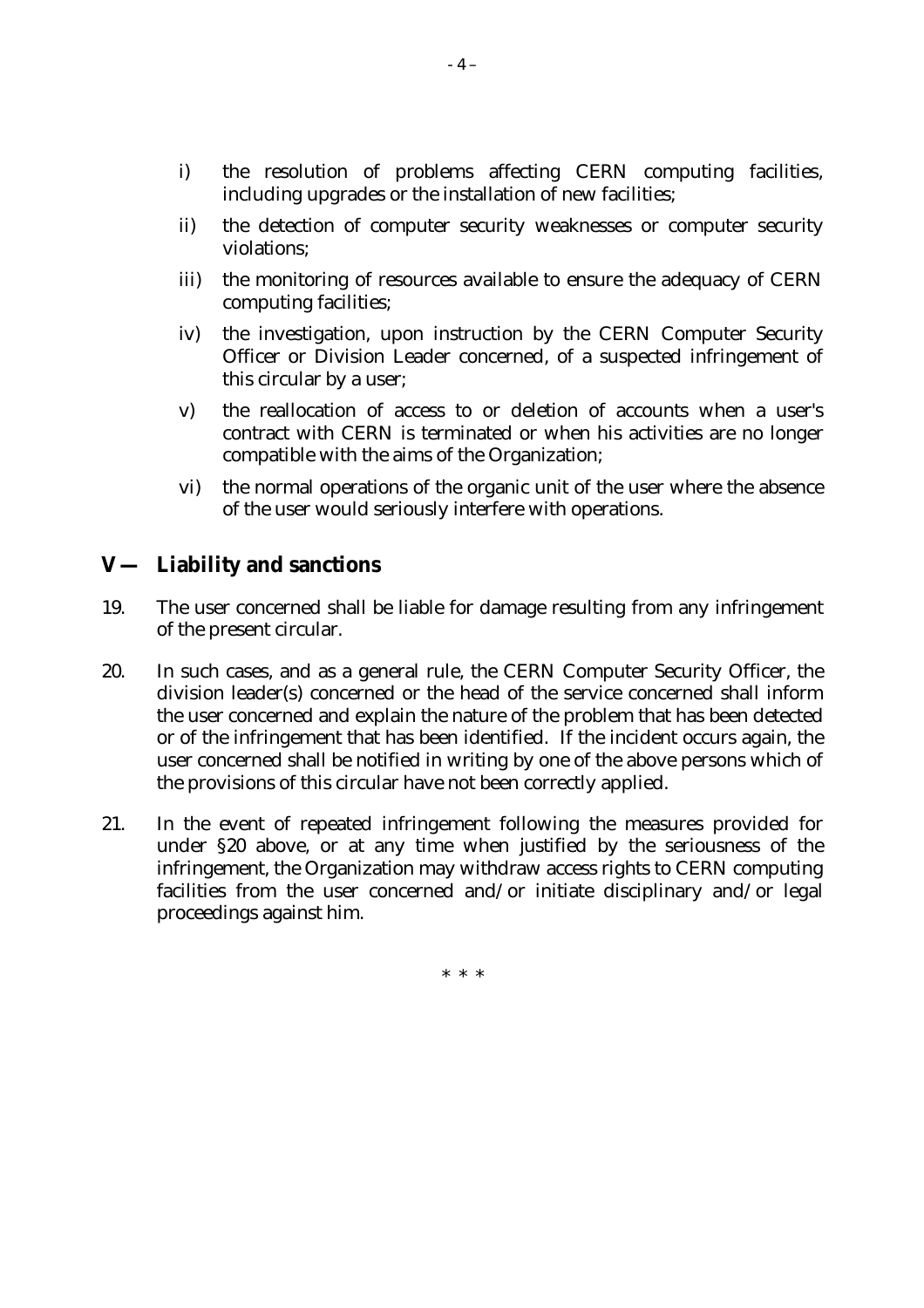i) the resolution of problems affecting CERN computing facilities, including upgrades or the installation of new facilities;

ii) the detection of computer security weaknesses or computer security violations;

iii) the monitoring of resources available to ensure the adequacy of CERN computing facilities;

iv) the investigation, upon instruction by the CERN Computer Security Officer or Division Leader concerned, of a suspected infringement of this circular by a user;

v) the reallocation of access to or deletion of accounts when a user's contract with CERN is terminated or when his activities are no longer compatible with the aims of the Organization;

vi) the normal operations of the organic unit of the user where the absence of the user would seriously interfere with operations.

## V — Liability and sanctions

19. The user concerned shall be liable for damage resulting from any infringement of the present circular.

20. In such cases, and as a general rule, the CERN Computer Security Officer, the division leader(s) concerned or the head of the service concerned shall inform the user concerned and explain the nature of the problem that has been detected or of the infringement that has been identified. If the incident occurs again, the user concerned shall be notified in writing by one of the above persons which of the provisions of this circular have not been correctly applied.

21. In the event of repeated infringement following the measures provided for under §20 above, or at any time when justified by the seriousness of the infringement, the Organization may withdraw access rights to CERN computing facilities from the user concerned and/or initiate disciplinary and/or legal proceedings against him.

\* \* \*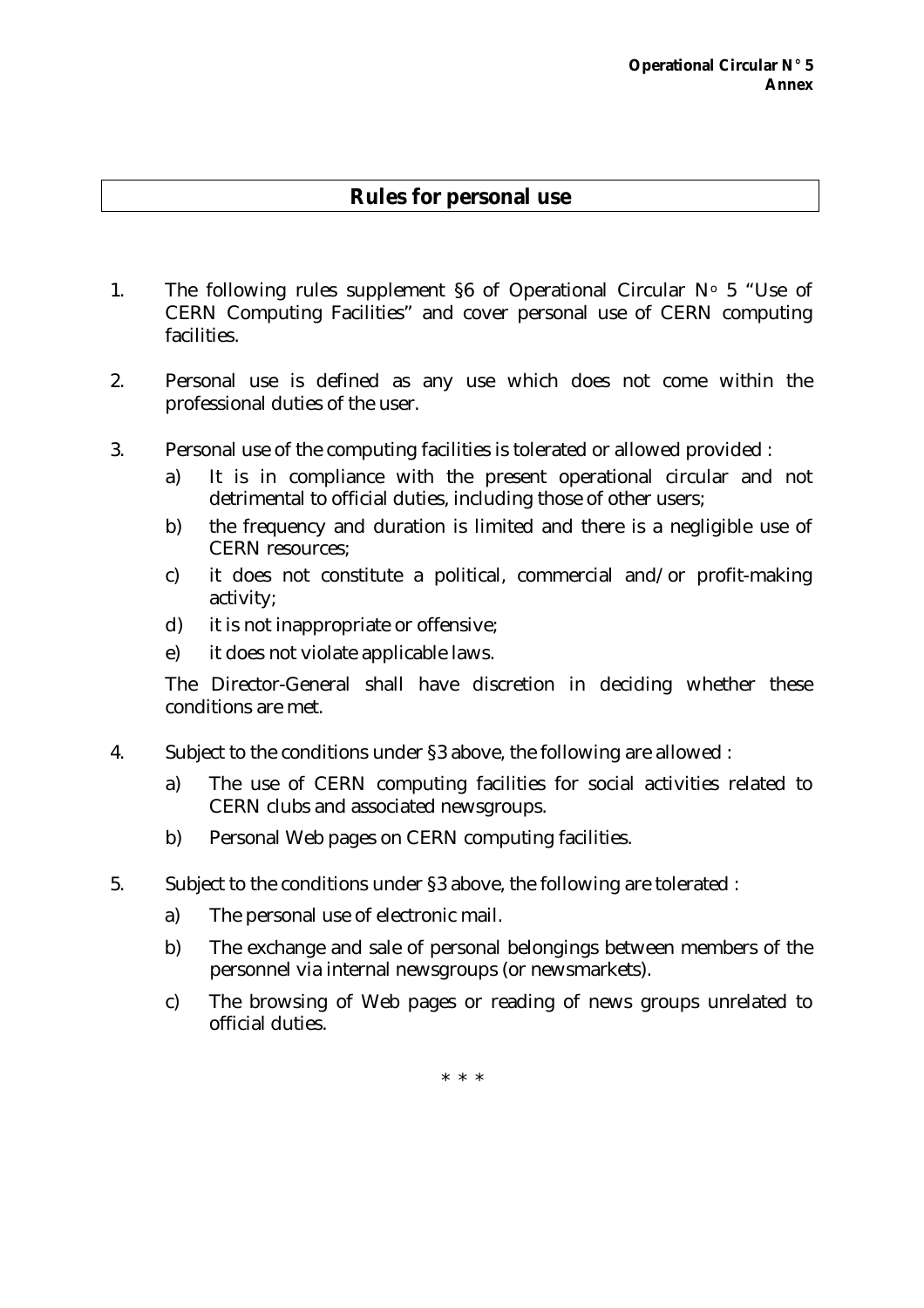**Operational Circular N° 5**
**Annex**

## Rules for personal use

1. The following rules supplement §6 of Operational Circular N° 5 "Use of CERN Computing Facilities" and cover personal use of CERN computing facilities.

2. Personal use is defined as any use which does not come within the professional duties of the user.

3. Personal use of the computing facilities is tolerated or allowed provided :

   a) It is in compliance with the present operational circular and not detrimental to official duties, including those of other users;

   b) the frequency and duration is limited and there is a negligible use of CERN resources;

   c) it does not constitute a political, commercial and/or profit-making activity;

   d) it is not inappropriate or offensive;

   e) it does not violate applicable laws.

   The Director-General shall have discretion in deciding whether these conditions are met.

4. Subject to the conditions under §3 above, the following are allowed :

   a) The use of CERN computing facilities for social activities related to CERN clubs and associated newsgroups.

   b) Personal Web pages on CERN computing facilities.

5. Subject to the conditions under §3 above, the following are tolerated :

   a) The personal use of electronic mail.

   b) The exchange and sale of personal belongings between members of the personnel via internal newsgroups (or newsmarkets).

   c) The browsing of Web pages or reading of news groups unrelated to official duties.

\* \* \*